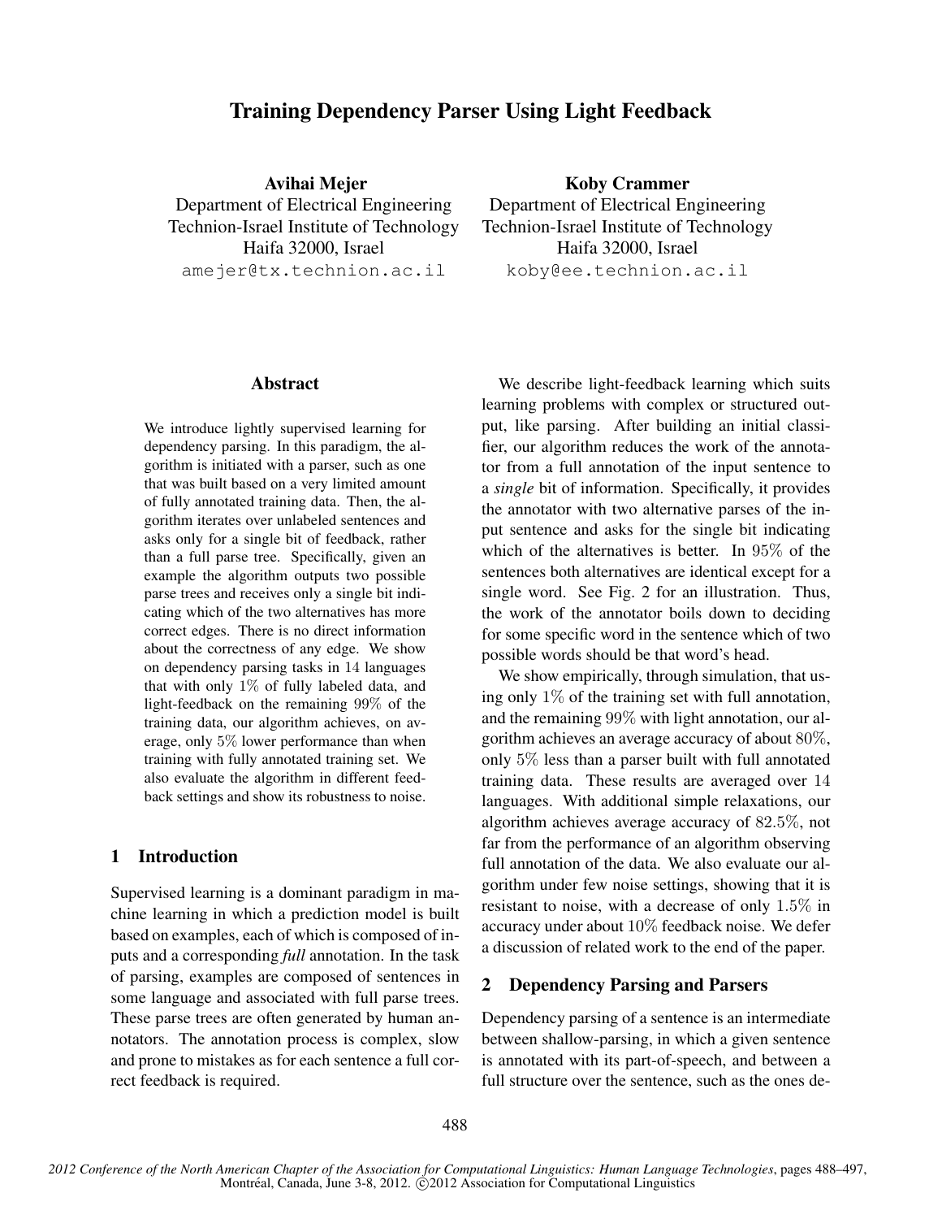# Training Dependency Parser Using Light Feedback

**Avihai Mejer**
Department of Electrical Engineering
Technion-Israel Institute of Technology
Haifa 32000, Israel
amejer@tx.technion.ac.il

**Koby Crammer**
Department of Electrical Engineering
Technion-Israel Institute of Technology
Haifa 32000, Israel
koby@ee.technion.ac.il

## Abstract

We introduce lightly supervised learning for dependency parsing. In this paradigm, the algorithm is initiated with a parser, such as one that was built based on a very limited amount of fully annotated training data. Then, the algorithm iterates over unlabeled sentences and asks only for a single bit of feedback, rather than a full parse tree. Specifically, given an example the algorithm outputs two possible parse trees and receives only a single bit indicating which of the two alternatives has more correct edges. There is no direct information about the correctness of any edge. We show on dependency parsing tasks in $14$ languages that with only $1\%$ of fully labeled data, and light-feedback on the remaining $99\%$ of the training data, our algorithm achieves, on average, only $5\%$ lower performance than when training with fully annotated training set. We also evaluate the algorithm in different feedback settings and show its robustness to noise.

## 1 Introduction

Supervised learning is a dominant paradigm in machine learning in which a prediction model is built based on examples, each of which is composed of inputs and a corresponding *full* annotation. In the task of parsing, examples are composed of sentences in some language and associated with full parse trees. These parse trees are often generated by human annotators. The annotation process is complex, slow and prone to mistakes as for each sentence a full correct feedback is required.

We describe light-feedback learning which suits learning problems with complex or structured output, like parsing. After building an initial classifier, our algorithm reduces the work of the annotator from a full annotation of the input sentence to a *single* bit of information. Specifically, it provides the annotator with two alternative parses of the input sentence and asks for the single bit indicating which of the alternatives is better. In $95\%$ of the sentences both alternatives are identical except for a single word. See Fig. 2 for an illustration. Thus, the work of the annotator boils down to deciding for some specific word in the sentence which of two possible words should be that word's head.

We show empirically, through simulation, that using only $1\%$ of the training set with full annotation, and the remaining $99\%$ with light annotation, our algorithm achieves an average accuracy of about $80\%$, only $5\%$ less than a parser built with full annotated training data. These results are averaged over $14$ languages. With additional simple relaxations, our algorithm achieves average accuracy of $82.5\%$, not far from the performance of an algorithm observing full annotation of the data. We also evaluate our algorithm under few noise settings, showing that it is resistant to noise, with a decrease of only $1.5\%$ in accuracy under about $10\%$ feedback noise. We defer a discussion of related work to the end of the paper.

## 2 Dependency Parsing and Parsers

Dependency parsing of a sentence is an intermediate between shallow-parsing, in which a given sentence is annotated with its part-of-speech, and between a full structure over the sentence, such as the ones de-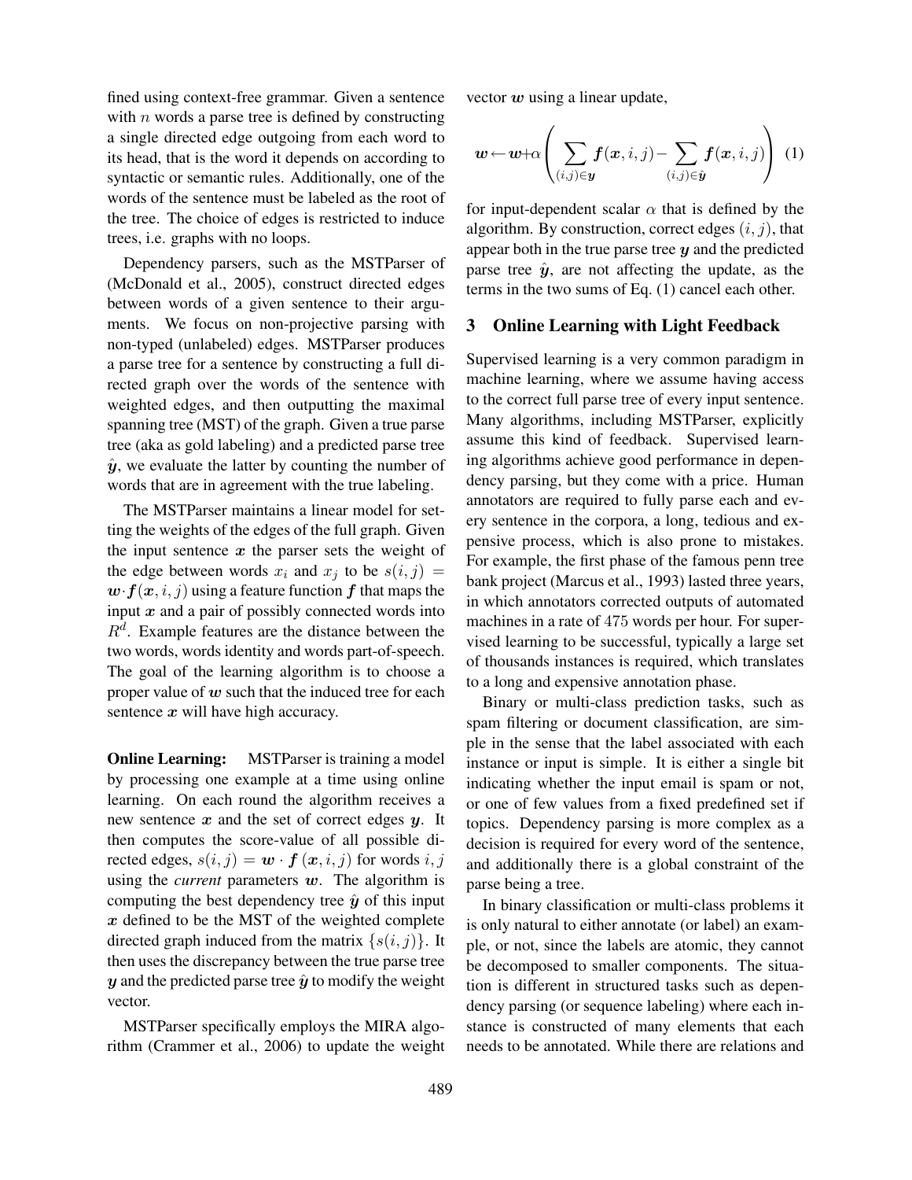fined using context-free grammar. Given a sentence with $n$ words a parse tree is defined by constructing a single directed edge outgoing from each word to its head, that is the word it depends on according to syntactic or semantic rules. Additionally, one of the words of the sentence must be labeled as the root of the tree. The choice of edges is restricted to induce trees, i.e. graphs with no loops.

Dependency parsers, such as the MSTParser of (McDonald et al., 2005), construct directed edges between words of a given sentence to their arguments. We focus on non-projective parsing with non-typed (unlabeled) edges. MSTParser produces a parse tree for a sentence by constructing a full directed graph over the words of the sentence with weighted edges, and then outputting the maximal spanning tree (MST) of the graph. Given a true parse tree (aka as gold labeling) and a predicted parse tree $\hat{\boldsymbol{y}}$, we evaluate the latter by counting the number of words that are in agreement with the true labeling.

The MSTParser maintains a linear model for setting the weights of the edges of the full graph. Given the input sentence $\boldsymbol{x}$ the parser sets the weight of the edge between words $x_i$ and $x_j$ to be $s(i, j) = \boldsymbol{w} \cdot \boldsymbol{f}(\boldsymbol{x}, i, j)$ using a feature function $\boldsymbol{f}$ that maps the input $\boldsymbol{x}$ and a pair of possibly connected words into $R^d$. Example features are the distance between the two words, words identity and words part-of-speech. The goal of the learning algorithm is to choose a proper value of $\boldsymbol{w}$ such that the induced tree for each sentence $\boldsymbol{x}$ will have high accuracy.

**Online Learning:** MSTParser is training a model by processing one example at a time using online learning. On each round the algorithm receives a new sentence $\boldsymbol{x}$ and the set of correct edges $\boldsymbol{y}$. It then computes the score-value of all possible directed edges, $s(i, j) = \boldsymbol{w} \cdot \boldsymbol{f}(\boldsymbol{x}, i, j)$ for words $i, j$ using the *current* parameters $\boldsymbol{w}$. The algorithm is computing the best dependency tree $\hat{\boldsymbol{y}}$ of this input $\boldsymbol{x}$ defined to be the MST of the weighted complete directed graph induced from the matrix $\{s(i, j)\}$. It then uses the discrepancy between the true parse tree $\boldsymbol{y}$ and the predicted parse tree $\hat{\boldsymbol{y}}$ to modify the weight vector.

MSTParser specifically employs the MIRA algorithm (Crammer et al., 2006) to update the weight vector $\boldsymbol{w}$ using a linear update,

$$\boldsymbol{w} \leftarrow \boldsymbol{w} + \alpha \left( \sum_{(i,j) \in \boldsymbol{y}} \boldsymbol{f}(\boldsymbol{x}, i, j) - \sum_{(i,j) \in \hat{\boldsymbol{y}}} \boldsymbol{f}(\boldsymbol{x}, i, j) \right) \quad (1)$$

for input-dependent scalar $\alpha$ that is defined by the algorithm. By construction, correct edges $(i, j)$, that appear both in the true parse tree $\boldsymbol{y}$ and the predicted parse tree $\hat{\boldsymbol{y}}$, are not affecting the update, as the terms in the two sums of Eq. (1) cancel each other.

## 3 Online Learning with Light Feedback

Supervised learning is a very common paradigm in machine learning, where we assume having access to the correct full parse tree of every input sentence. Many algorithms, including MSTParser, explicitly assume this kind of feedback. Supervised learning algorithms achieve good performance in dependency parsing, but they come with a price. Human annotators are required to fully parse each and every sentence in the corpora, a long, tedious and expensive process, which is also prone to mistakes. For example, the first phase of the famous penn tree bank project (Marcus et al., 1993) lasted three years, in which annotators corrected outputs of automated machines in a rate of 475 words per hour. For supervised learning to be successful, typically a large set of thousands instances is required, which translates to a long and expensive annotation phase.

Binary or multi-class prediction tasks, such as spam filtering or document classification, are simple in the sense that the label associated with each instance or input is simple. It is either a single bit indicating whether the input email is spam or not, or one of few values from a fixed predefined set if topics. Dependency parsing is more complex as a decision is required for every word of the sentence, and additionally there is a global constraint of the parse being a tree.

In binary classification or multi-class problems it is only natural to either annotate (or label) an example, or not, since the labels are atomic, they cannot be decomposed to smaller components. The situation is different in structured tasks such as dependency parsing (or sequence labeling) where each instance is constructed of many elements that each needs to be annotated. While there are relations and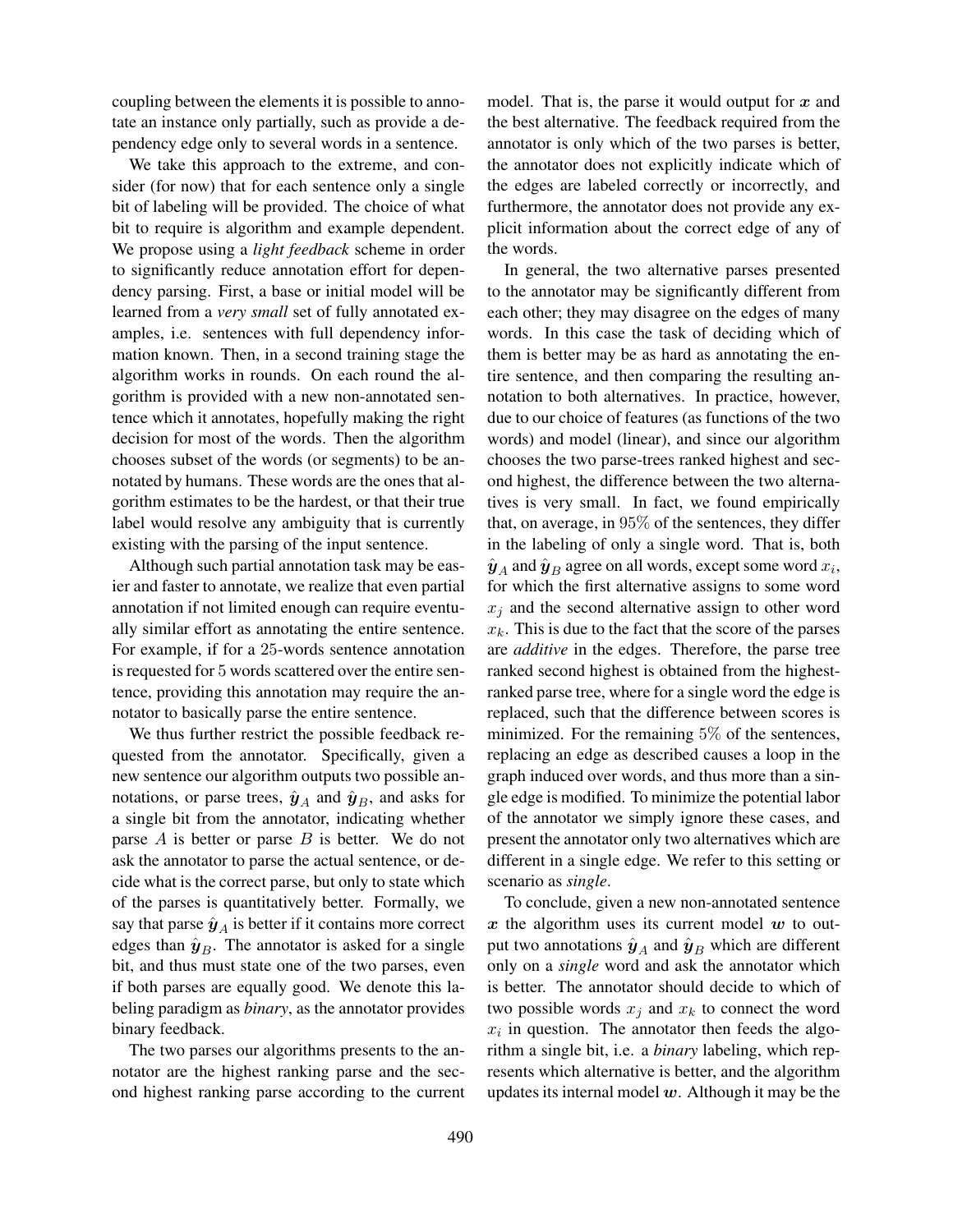coupling between the elements it is possible to annotate an instance only partially, such as provide a dependency edge only to several words in a sentence.

We take this approach to the extreme, and consider (for now) that for each sentence only a single bit of labeling will be provided. The choice of what bit to require is algorithm and example dependent. We propose using a *light feedback* scheme in order to significantly reduce annotation effort for dependency parsing. First, a base or initial model will be learned from a *very small* set of fully annotated examples, i.e. sentences with full dependency information known. Then, in a second training stage the algorithm works in rounds. On each round the algorithm is provided with a new non-annotated sentence which it annotates, hopefully making the right decision for most of the words. Then the algorithm chooses subset of the words (or segments) to be annotated by humans. These words are the ones that algorithm estimates to be the hardest, or that their true label would resolve any ambiguity that is currently existing with the parsing of the input sentence.

Although such partial annotation task may be easier and faster to annotate, we realize that even partial annotation if not limited enough can require eventually similar effort as annotating the entire sentence. For example, if for a $25$-words sentence annotation is requested for $5$ words scattered over the entire sentence, providing this annotation may require the annotator to basically parse the entire sentence.

We thus further restrict the possible feedback requested from the annotator. Specifically, given a new sentence our algorithm outputs two possible annotations, or parse trees, $\hat{\boldsymbol{y}}_A$ and $\hat{\boldsymbol{y}}_B$, and asks for a single bit from the annotator, indicating whether parse $A$ is better or parse $B$ is better. We do not ask the annotator to parse the actual sentence, or decide what is the correct parse, but only to state which of the parses is quantitatively better. Formally, we say that parse $\hat{\boldsymbol{y}}_A$ is better if it contains more correct edges than $\hat{\boldsymbol{y}}_B$. The annotator is asked for a single bit, and thus must state one of the two parses, even if both parses are equally good. We denote this labeling paradigm as *binary*, as the annotator provides binary feedback.

The two parses our algorithms presents to the annotator are the highest ranking parse and the second highest ranking parse according to the current model. That is, the parse it would output for $\boldsymbol{x}$ and the best alternative. The feedback required from the annotator is only which of the two parses is better, the annotator does not explicitly indicate which of the edges are labeled correctly or incorrectly, and furthermore, the annotator does not provide any explicit information about the correct edge of any of the words.

In general, the two alternative parses presented to the annotator may be significantly different from each other; they may disagree on the edges of many words. In this case the task of deciding which of them is better may be as hard as annotating the entire sentence, and then comparing the resulting annotation to both alternatives. In practice, however, due to our choice of features (as functions of the two words) and model (linear), and since our algorithm chooses the two parse-trees ranked highest and second highest, the difference between the two alternatives is very small. In fact, we found empirically that, on average, in $95\%$ of the sentences, they differ in the labeling of only a single word. That is, both $\hat{\boldsymbol{y}}_A$ and $\hat{\boldsymbol{y}}_B$ agree on all words, except some word $x_i$, for which the first alternative assigns to some word $x_j$ and the second alternative assign to other word $x_k$. This is due to the fact that the score of the parses are *additive* in the edges. Therefore, the parse tree ranked second highest is obtained from the highest-ranked parse tree, where for a single word the edge is replaced, such that the difference between scores is minimized. For the remaining $5\%$ of the sentences, replacing an edge as described causes a loop in the graph induced over words, and thus more than a single edge is modified. To minimize the potential labor of the annotator we simply ignore these cases, and present the annotator only two alternatives which are different in a single edge. We refer to this setting or scenario as *single*.

To conclude, given a new non-annotated sentence $\boldsymbol{x}$ the algorithm uses its current model $\boldsymbol{w}$ to output two annotations $\hat{\boldsymbol{y}}_A$ and $\hat{\boldsymbol{y}}_B$ which are different only on a *single* word and ask the annotator which is better. The annotator should decide to which of two possible words $x_j$ and $x_k$ to connect the word $x_i$ in question. The annotator then feeds the algorithm a single bit, i.e. a *binary* labeling, which represents which alternative is better, and the algorithm updates its internal model $\boldsymbol{w}$. Although it may be the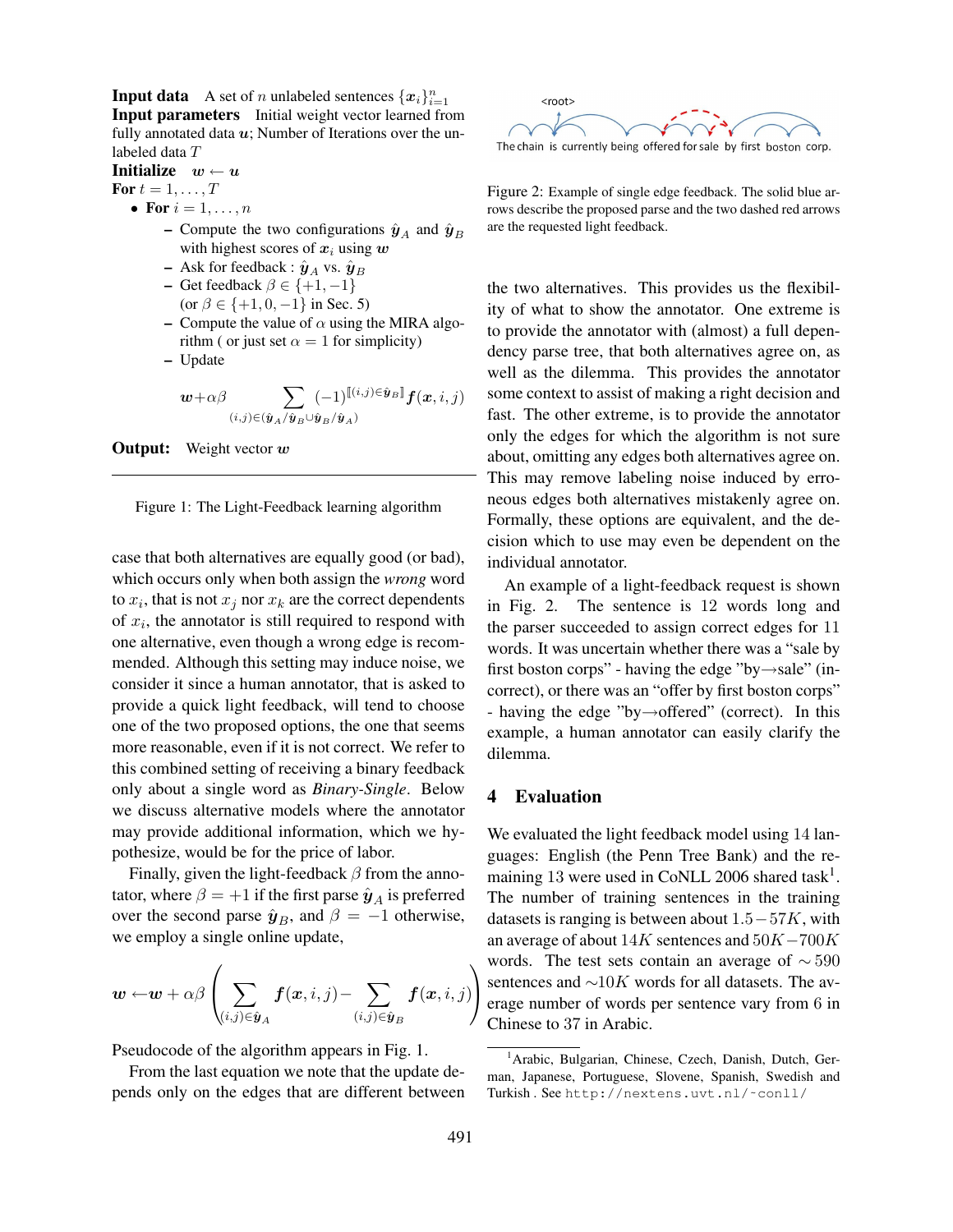**Input data** A set of $n$ unlabeled sentences $\{\boldsymbol{x}_i\}_{i=1}^n$
**Input parameters** Initial weight vector learned from fully annotated data $\boldsymbol{u}$; Number of Iterations over the unlabeled data $T$
**Initialize** $\boldsymbol{w} \leftarrow \boldsymbol{u}$
**For** $t = 1, \ldots, T$

- **For** $i = 1, \ldots, n$
  - Compute the two configurations $\hat{\boldsymbol{y}}_A$ and $\hat{\boldsymbol{y}}_B$ with highest scores of $\boldsymbol{x}_i$ using $\boldsymbol{w}$
  - Ask for feedback : $\hat{\boldsymbol{y}}_A$ vs. $\hat{\boldsymbol{y}}_B$
  - Get feedback $\beta \in \{+1, -1\}$ (or $\beta \in \{+1, 0, -1\}$ in Sec. 5)
  - Compute the value of $\alpha$ using the MIRA algorithm ( or just set $\alpha = 1$ for simplicity)
  - Update

$$\boldsymbol{w} + \alpha\beta \sum_{(i,j)\in(\hat{\boldsymbol{y}}_A/\hat{\boldsymbol{y}}_B \cup \hat{\boldsymbol{y}}_B/\hat{\boldsymbol{y}}_A)} (-1)^{[\![(i,j)\in\hat{\boldsymbol{y}}_B]\!]} \boldsymbol{f}(\boldsymbol{x}, i, j)$$

**Output:** Weight vector $\boldsymbol{w}$

Figure 1: The Light-Feedback learning algorithm

case that both alternatives are equally good (or bad), which occurs only when both assign the *wrong* word to $x_i$, that is not $x_j$ nor $x_k$ are the correct dependents of $x_i$, the annotator is still required to respond with one alternative, even though a wrong edge is recommended. Although this setting may induce noise, we consider it since a human annotator, that is asked to provide a quick light feedback, will tend to choose one of the two proposed options, the one that seems more reasonable, even if it is not correct. We refer to this combined setting of receiving a binary feedback only about a single word as *Binary-Single*. Below we discuss alternative models where the annotator may provide additional information, which we hypothesize, would be for the price of labor.

Finally, given the light-feedback $\beta$ from the annotator, where $\beta = +1$ if the first parse $\hat{\boldsymbol{y}}_A$ is preferred over the second parse $\hat{\boldsymbol{y}}_B$, and $\beta = -1$ otherwise, we employ a single online update,

$$\boldsymbol{w} \leftarrow \boldsymbol{w} + \alpha\beta \left( \sum_{(i,j)\in\hat{\boldsymbol{y}}_A} \boldsymbol{f}(\boldsymbol{x}, i, j) - \sum_{(i,j)\in\hat{\boldsymbol{y}}_B} \boldsymbol{f}(\boldsymbol{x}, i, j) \right)$$

Pseudocode of the algorithm appears in Fig. 1.

From the last equation we note that the update depends only on the edges that are different between the two alternatives. This provides us the flexibility of what to show the annotator. One extreme is to provide the annotator with (almost) a full dependency parse tree, that both alternatives agree on, as well as the dilemma. This provides the annotator some context to assist of making a right decision and fast. The other extreme, is to provide the annotator only the edges for which the algorithm is not sure about, omitting any edges both alternatives agree on. This may remove labeling noise induced by erroneous edges both alternatives mistakenly agree on. Formally, these options are equivalent, and the decision which to use may even be dependent on the individual annotator.

An example of a light-feedback request is shown in Fig. 2. The sentence is 12 words long and the parser succeeded to assign correct edges for 11 words. It was uncertain whether there was a "sale by first boston corps" - having the edge "by→sale" (incorrect), or there was an "offer by first boston corps" - having the edge "by→offered" (correct). In this example, a human annotator can easily clarify the dilemma.

Figure 2: Example of single edge feedback. The solid blue arrows describe the proposed parse and the two dashed red arrows are the requested light feedback.

## 4 Evaluation

We evaluated the light feedback model using 14 languages: English (the Penn Tree Bank) and the remaining 13 were used in CoNLL 2006 shared task[1]. The number of training sentences in the training datasets is ranging is between about $1.5-57K$, with an average of about $14K$ sentences and $50K-700K$ words. The test sets contain an average of $\sim 590$ sentences and $\sim 10K$ words for all datasets. The average number of words per sentence vary from 6 in Chinese to 37 in Arabic.

[1] Arabic, Bulgarian, Chinese, Czech, Danish, Dutch, German, Japanese, Portuguese, Slovene, Spanish, Swedish and Turkish . See http://nextens.uvt.nl/~conll/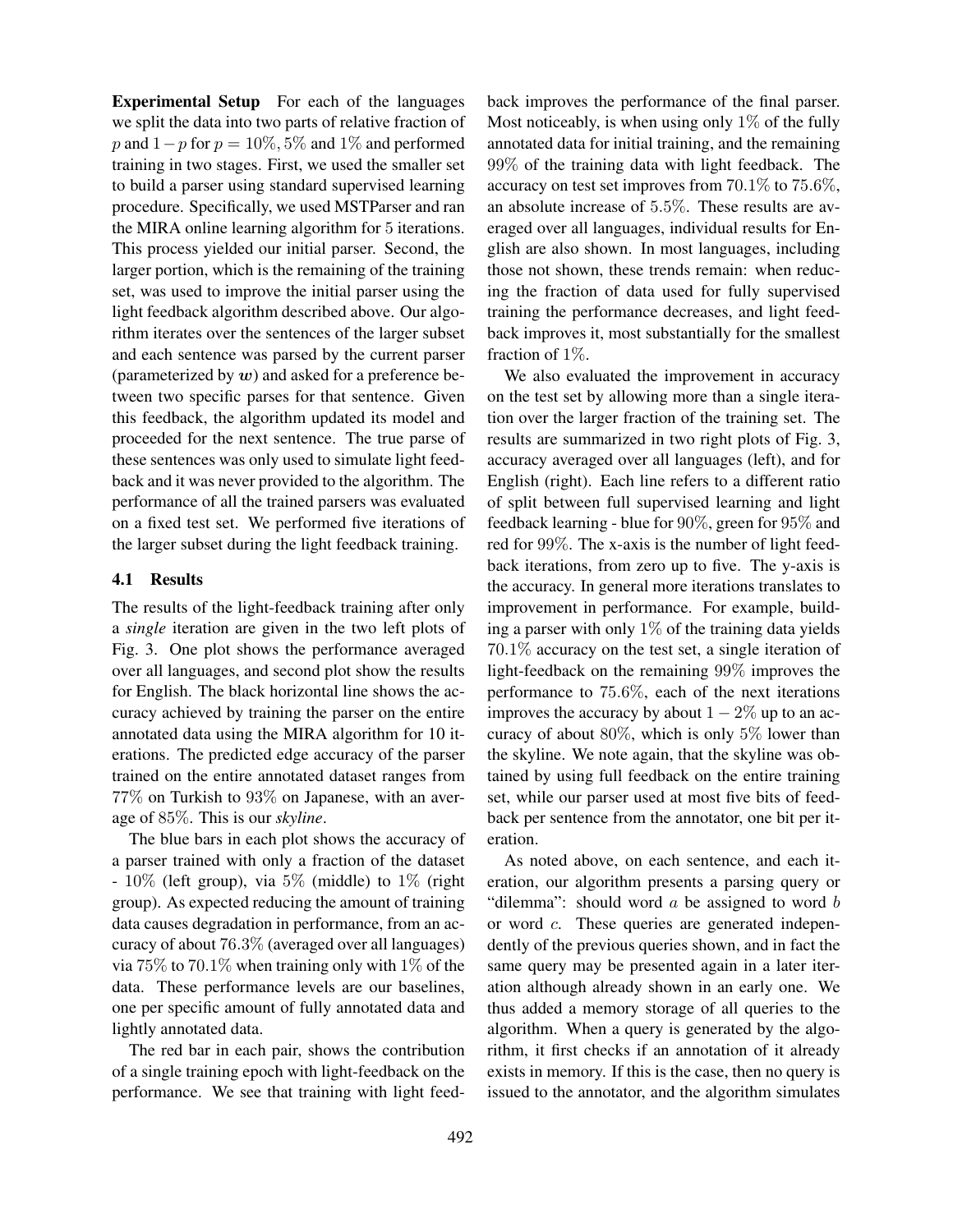**Experimental Setup** For each of the languages we split the data into two parts of relative fraction of $p$ and $1-p$ for $p = 10\%, 5\%$ and $1\%$ and performed training in two stages. First, we used the smaller set to build a parser using standard supervised learning procedure. Specifically, we used MSTParser and ran the MIRA online learning algorithm for $5$ iterations. This process yielded our initial parser. Second, the larger portion, which is the remaining of the training set, was used to improve the initial parser using the light feedback algorithm described above. Our algorithm iterates over the sentences of the larger subset and each sentence was parsed by the current parser (parameterized by $\boldsymbol{w}$) and asked for a preference between two specific parses for that sentence. Given this feedback, the algorithm updated its model and proceeded for the next sentence. The true parse of these sentences was only used to simulate light feedback and it was never provided to the algorithm. The performance of all the trained parsers was evaluated on a fixed test set. We performed five iterations of the larger subset during the light feedback training.

### 4.1 Results

The results of the light-feedback training after only a *single* iteration are given in the two left plots of Fig. 3. One plot shows the performance averaged over all languages, and second plot show the results for English. The black horizontal line shows the accuracy achieved by training the parser on the entire annotated data using the MIRA algorithm for 10 iterations. The predicted edge accuracy of the parser trained on the entire annotated dataset ranges from $77\%$ on Turkish to $93\%$ on Japanese, with an average of $85\%$. This is our *skyline*.

The blue bars in each plot shows the accuracy of a parser trained with only a fraction of the dataset - $10\%$ (left group), via $5\%$ (middle) to $1\%$ (right group). As expected reducing the amount of training data causes degradation in performance, from an accuracy of about $76.3\%$ (averaged over all languages) via $75\%$ to $70.1\%$ when training only with $1\%$ of the data. These performance levels are our baselines, one per specific amount of fully annotated data and lightly annotated data.

The red bar in each pair, shows the contribution of a single training epoch with light-feedback on the performance. We see that training with light feedback improves the performance of the final parser. Most noticeably, is when using only $1\%$ of the fully annotated data for initial training, and the remaining $99\%$ of the training data with light feedback. The accuracy on test set improves from $70.1\%$ to $75.6\%$, an absolute increase of $5.5\%$. These results are averaged over all languages, individual results for English are also shown. In most languages, including those not shown, these trends remain: when reducing the fraction of data used for fully supervised training the performance decreases, and light feedback improves it, most substantially for the smallest fraction of $1\%$.

We also evaluated the improvement in accuracy on the test set by allowing more than a single iteration over the larger fraction of the training set. The results are summarized in two right plots of Fig. 3, accuracy averaged over all languages (left), and for English (right). Each line refers to a different ratio of split between full supervised learning and light feedback learning - blue for $90\%$, green for $95\%$ and red for $99\%$. The x-axis is the number of light feedback iterations, from zero up to five. The y-axis is the accuracy. In general more iterations translates to improvement in performance. For example, building a parser with only $1\%$ of the training data yields $70.1\%$ accuracy on the test set, a single iteration of light-feedback on the remaining $99\%$ improves the performance to $75.6\%$, each of the next iterations improves the accuracy by about $1-2\%$ up to an accuracy of about $80\%$, which is only $5\%$ lower than the skyline. We note again, that the skyline was obtained by using full feedback on the entire training set, while our parser used at most five bits of feedback per sentence from the annotator, one bit per iteration.

As noted above, on each sentence, and each iteration, our algorithm presents a parsing query or "dilemma": should word $a$ be assigned to word $b$ or word $c$. These queries are generated independently of the previous queries shown, and in fact the same query may be presented again in a later iteration although already shown in an early one. We thus added a memory storage of all queries to the algorithm. When a query is generated by the algorithm, it first checks if an annotation of it already exists in memory. If this is the case, then no query is issued to the annotator, and the algorithm simulates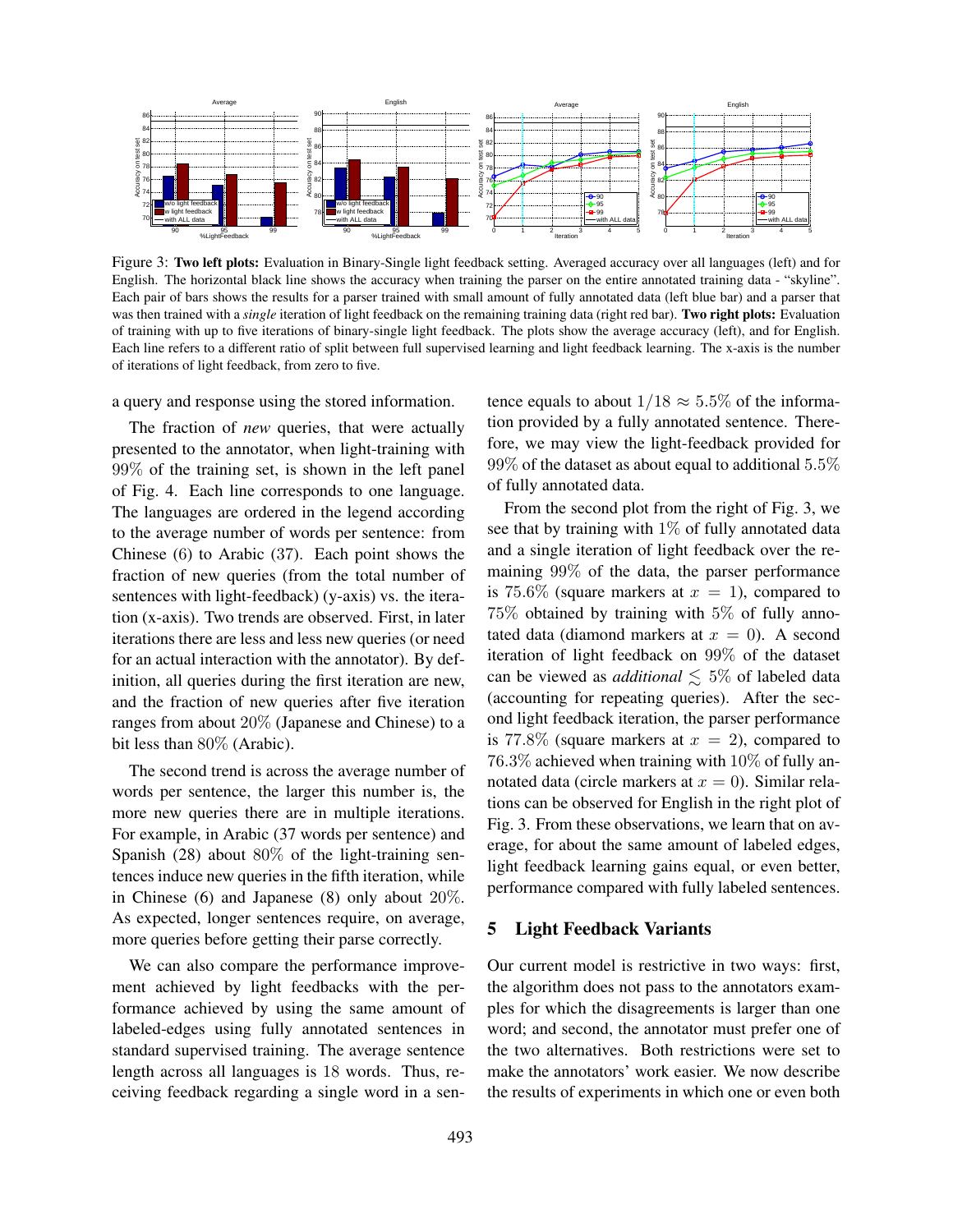Figure 3: **Two left plots:** Evaluation in Binary-Single light feedback setting. Averaged accuracy over all languages (left) and for English. The horizontal black line shows the accuracy when training the parser on the entire annotated training data - "skyline". Each pair of bars shows the results for a parser trained with small amount of fully annotated data (left blue bar) and a parser that was then trained with a *single* iteration of light feedback on the remaining training data (right red bar). **Two right plots:** Evaluation of training with up to five iterations of binary-single light feedback. The plots show the average accuracy (left), and for English. Each line refers to a different ratio of split between full supervised learning and light feedback learning. The x-axis is the number of iterations of light feedback, from zero to five.

a query and response using the stored information.

The fraction of *new* queries, that were actually presented to the annotator, when light-training with $99\%$ of the training set, is shown in the left panel of Fig. 4. Each line corresponds to one language. The languages are ordered in the legend according to the average number of words per sentence: from Chinese (6) to Arabic (37). Each point shows the fraction of new queries (from the total number of sentences with light-feedback) (y-axis) vs. the iteration (x-axis). Two trends are observed. First, in later iterations there are less and less new queries (or need for an actual interaction with the annotator). By definition, all queries during the first iteration are new, and the fraction of new queries after five iteration ranges from about $20\%$ (Japanese and Chinese) to a bit less than $80\%$ (Arabic).

The second trend is across the average number of words per sentence, the larger this number is, the more new queries there are in multiple iterations. For example, in Arabic (37 words per sentence) and Spanish (28) about $80\%$ of the light-training sentences induce new queries in the fifth iteration, while in Chinese (6) and Japanese (8) only about $20\%$. As expected, longer sentences require, on average, more queries before getting their parse correctly.

We can also compare the performance improvement achieved by light feedbacks with the performance achieved by using the same amount of labeled-edges using fully annotated sentences in standard supervised training. The average sentence length across all languages is 18 words. Thus, receiving feedback regarding a single word in a sentence equals to about $1/18 \approx 5.5\%$ of the information provided by a fully annotated sentence. Therefore, we may view the light-feedback provided for $99\%$ of the dataset as about equal to additional $5.5\%$ of fully annotated data.

From the second plot from the right of Fig. 3, we see that by training with $1\%$ of fully annotated data and a single iteration of light feedback over the remaining $99\%$ of the data, the parser performance is $75.6\%$ (square markers at $x = 1$), compared to $75\%$ obtained by training with $5\%$ of fully annotated data (diamond markers at $x = 0$). A second iteration of light feedback on $99\%$ of the dataset can be viewed as *additional* $\lesssim 5\%$ of labeled data (accounting for repeating queries). After the second light feedback iteration, the parser performance is $77.8\%$ (square markers at $x = 2$), compared to $76.3\%$ achieved when training with $10\%$ of fully annotated data (circle markers at $x = 0$). Similar relations can be observed for English in the right plot of Fig. 3. From these observations, we learn that on average, for about the same amount of labeled edges, light feedback learning gains equal, or even better, performance compared with fully labeled sentences.

## 5 Light Feedback Variants

Our current model is restrictive in two ways: first, the algorithm does not pass to the annotators examples for which the disagreements is larger than one word; and second, the annotator must prefer one of the two alternatives. Both restrictions were set to make the annotators' work easier. We now describe the results of experiments in which one or even both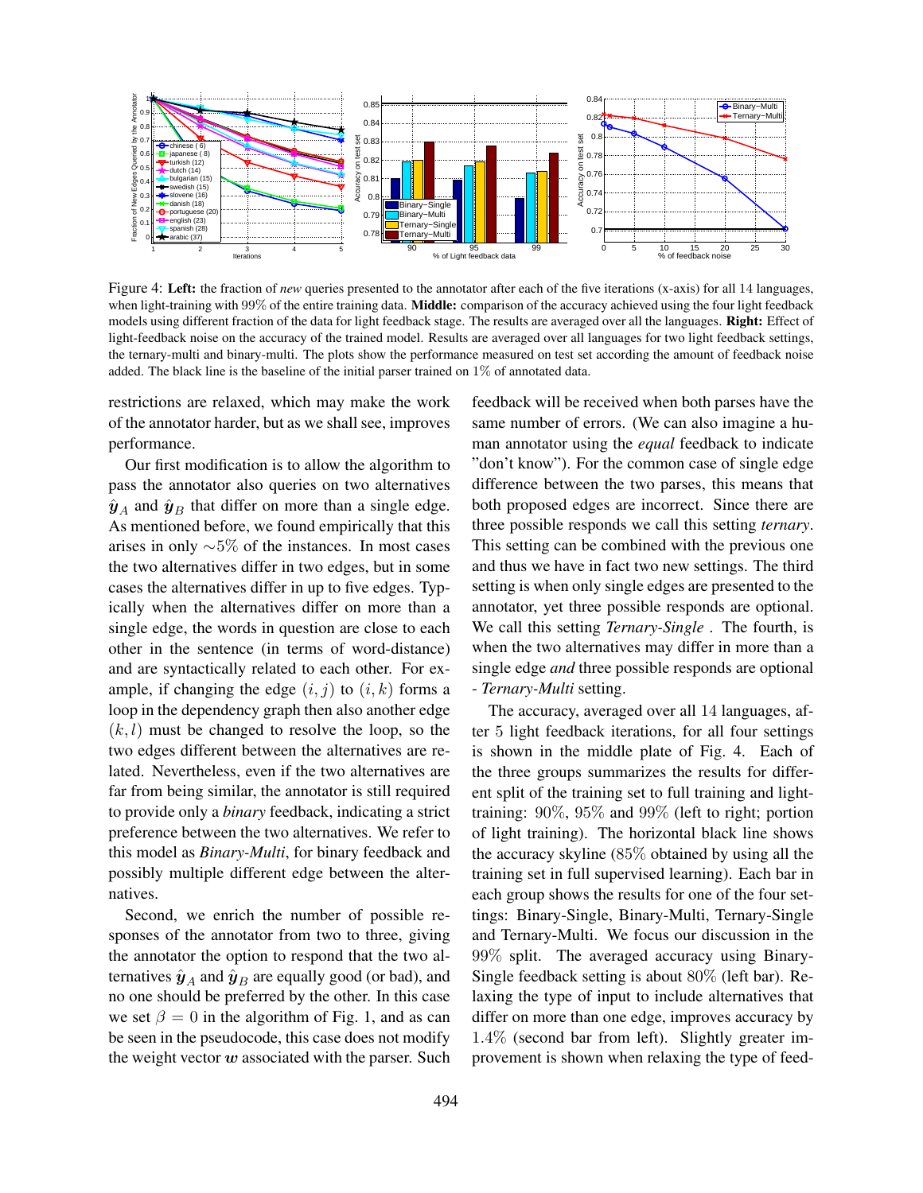Figure 4: **Left:** the fraction of *new* queries presented to the annotator after each of the five iterations (x-axis) for all 14 languages, when light-training with 99% of the entire training data. **Middle:** comparison of the accuracy achieved using the four light feedback models using different fraction of the data for light feedback stage. The results are averaged over all the languages. **Right:** Effect of light-feedback noise on the accuracy of the trained model. Results are averaged over all languages for two light feedback settings, the ternary-multi and binary-multi. The plots show the performance measured on test set according the amount of feedback noise added. The black line is the baseline of the initial parser trained on 1% of annotated data.

restrictions are relaxed, which may make the work of the annotator harder, but as we shall see, improves performance.

Our first modification is to allow the algorithm to pass the annotator also queries on two alternatives $\hat{\boldsymbol{y}}_A$ and $\hat{\boldsymbol{y}}_B$ that differ on more than a single edge. As mentioned before, we found empirically that this arises in only $\sim 5\%$ of the instances. In most cases the two alternatives differ in two edges, but in some cases the alternatives differ in up to five edges. Typically when the alternatives differ on more than a single edge, the words in question are close to each other in the sentence (in terms of word-distance) and are syntactically related to each other. For example, if changing the edge $(i, j)$ to $(i, k)$ forms a loop in the dependency graph then also another edge $(k, l)$ must be changed to resolve the loop, so the two edges different between the alternatives are related. Nevertheless, even if the two alternatives are far from being similar, the annotator is still required to provide only a *binary* feedback, indicating a strict preference between the two alternatives. We refer to this model as *Binary-Multi*, for binary feedback and possibly multiple different edge between the alternatives.

Second, we enrich the number of possible responses of the annotator from two to three, giving the annotator the option to respond that the two alternatives $\hat{\boldsymbol{y}}_A$ and $\hat{\boldsymbol{y}}_B$ are equally good (or bad), and no one should be preferred by the other. In this case we set $\beta = 0$ in the algorithm of Fig. 1, and as can be seen in the pseudocode, this case does not modify the weight vector $\boldsymbol{w}$ associated with the parser. Such feedback will be received when both parses have the same number of errors. (We can also imagine a human annotator using the *equal* feedback to indicate "don't know"). For the common case of single edge difference between the two parses, this means that both proposed edges are incorrect. Since there are three possible responds we call this setting *ternary*. This setting can be combined with the previous one and thus we have in fact two new settings. The third setting is when only single edges are presented to the annotator, yet three possible responds are optional. We call this setting *Ternary-Single* . The fourth, is when the two alternatives may differ in more than a single edge *and* three possible responds are optional - *Ternary-Multi* setting.

The accuracy, averaged over all 14 languages, after 5 light feedback iterations, for all four settings is shown in the middle plate of Fig. 4. Each of the three groups summarizes the results for different split of the training set to full training and light-training: 90%, 95% and 99% (left to right; portion of light training). The horizontal black line shows the accuracy skyline (85% obtained by using all the training set in full supervised learning). Each bar in each group shows the results for one of the four settings: Binary-Single, Binary-Multi, Ternary-Single and Ternary-Multi. We focus our discussion in the 99% split. The averaged accuracy using Binary-Single feedback setting is about 80% (left bar). Relaxing the type of input to include alternatives that differ on more than one edge, improves accuracy by 1.4% (second bar from left). Slightly greater improvement is shown when relaxing the type of feed-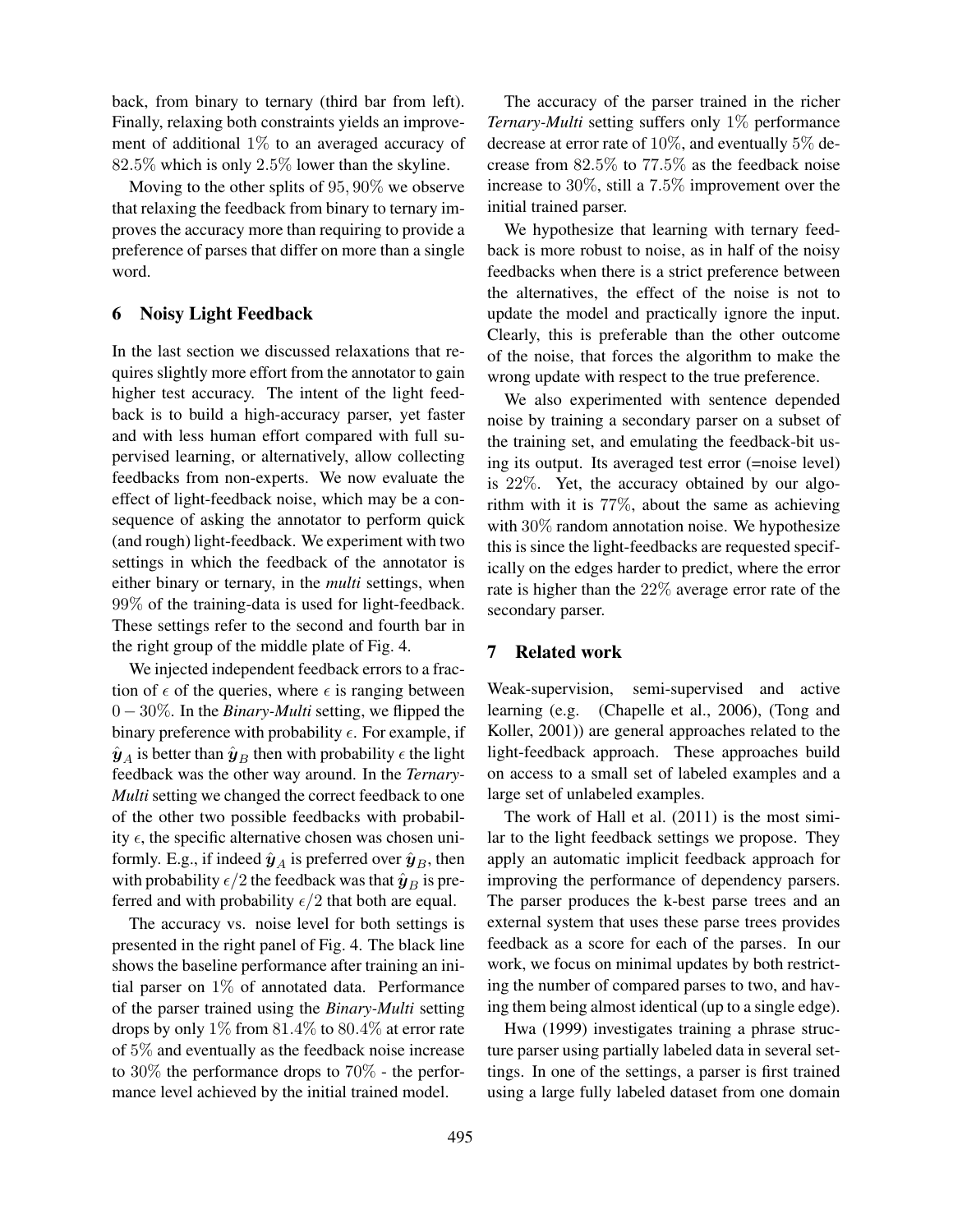back, from binary to ternary (third bar from left). Finally, relaxing both constraints yields an improvement of additional $1\%$ to an averaged accuracy of $82.5\%$ which is only $2.5\%$ lower than the skyline.

Moving to the other splits of $95, 90\%$ we observe that relaxing the feedback from binary to ternary improves the accuracy more than requiring to provide a preference of parses that differ on more than a single word.

## 6 Noisy Light Feedback

In the last section we discussed relaxations that requires slightly more effort from the annotator to gain higher test accuracy. The intent of the light feedback is to build a high-accuracy parser, yet faster and with less human effort compared with full supervised learning, or alternatively, allow collecting feedbacks from non-experts. We now evaluate the effect of light-feedback noise, which may be a consequence of asking the annotator to perform quick (and rough) light-feedback. We experiment with two settings in which the feedback of the annotator is either binary or ternary, in the *multi* settings, when $99\%$ of the training-data is used for light-feedback. These settings refer to the second and fourth bar in the right group of the middle plate of Fig. 4.

We injected independent feedback errors to a fraction of $\epsilon$ of the queries, where $\epsilon$ is ranging between $0-30\%$. In the *Binary-Multi* setting, we flipped the binary preference with probability $\epsilon$. For example, if $\hat{\boldsymbol{y}}_A$ is better than $\hat{\boldsymbol{y}}_B$ then with probability $\epsilon$ the light feedback was the other way around. In the *Ternary-Multi* setting we changed the correct feedback to one of the other two possible feedbacks with probability $\epsilon$, the specific alternative chosen was chosen uniformly. E.g., if indeed $\hat{\boldsymbol{y}}_A$ is preferred over $\hat{\boldsymbol{y}}_B$, then with probability $\epsilon/2$ the feedback was that $\hat{\boldsymbol{y}}_B$ is preferred and with probability $\epsilon/2$ that both are equal.

The accuracy vs. noise level for both settings is presented in the right panel of Fig. 4. The black line shows the baseline performance after training an initial parser on $1\%$ of annotated data. Performance of the parser trained using the *Binary-Multi* setting drops by only $1\%$ from $81.4\%$ to $80.4\%$ at error rate of $5\%$ and eventually as the feedback noise increase to $30\%$ the performance drops to $70\%$ - the performance level achieved by the initial trained model.

The accuracy of the parser trained in the richer *Ternary-Multi* setting suffers only $1\%$ performance decrease at error rate of $10\%$, and eventually $5\%$ decrease from $82.5\%$ to $77.5\%$ as the feedback noise increase to $30\%$, still a $7.5\%$ improvement over the initial trained parser.

We hypothesize that learning with ternary feedback is more robust to noise, as in half of the noisy feedbacks when there is a strict preference between the alternatives, the effect of the noise is not to update the model and practically ignore the input. Clearly, this is preferable than the other outcome of the noise, that forces the algorithm to make the wrong update with respect to the true preference.

We also experimented with sentence depended noise by training a secondary parser on a subset of the training set, and emulating the feedback-bit using its output. Its averaged test error (=noise level) is $22\%$. Yet, the accuracy obtained by our algorithm with it is $77\%$, about the same as achieving with $30\%$ random annotation noise. We hypothesize this is since the light-feedbacks are requested specifically on the edges harder to predict, where the error rate is higher than the $22\%$ average error rate of the secondary parser.

## 7 Related work

Weak-supervision, semi-supervised and active learning (e.g. (Chapelle et al., 2006), (Tong and Koller, 2001)) are general approaches related to the light-feedback approach. These approaches build on access to a small set of labeled examples and a large set of unlabeled examples.

The work of Hall et al. (2011) is the most similar to the light feedback settings we propose. They apply an automatic implicit feedback approach for improving the performance of dependency parsers. The parser produces the k-best parse trees and an external system that uses these parse trees provides feedback as a score for each of the parses. In our work, we focus on minimal updates by both restricting the number of compared parses to two, and having them being almost identical (up to a single edge).

Hwa (1999) investigates training a phrase structure parser using partially labeled data in several settings. In one of the settings, a parser is first trained using a large fully labeled dataset from one domain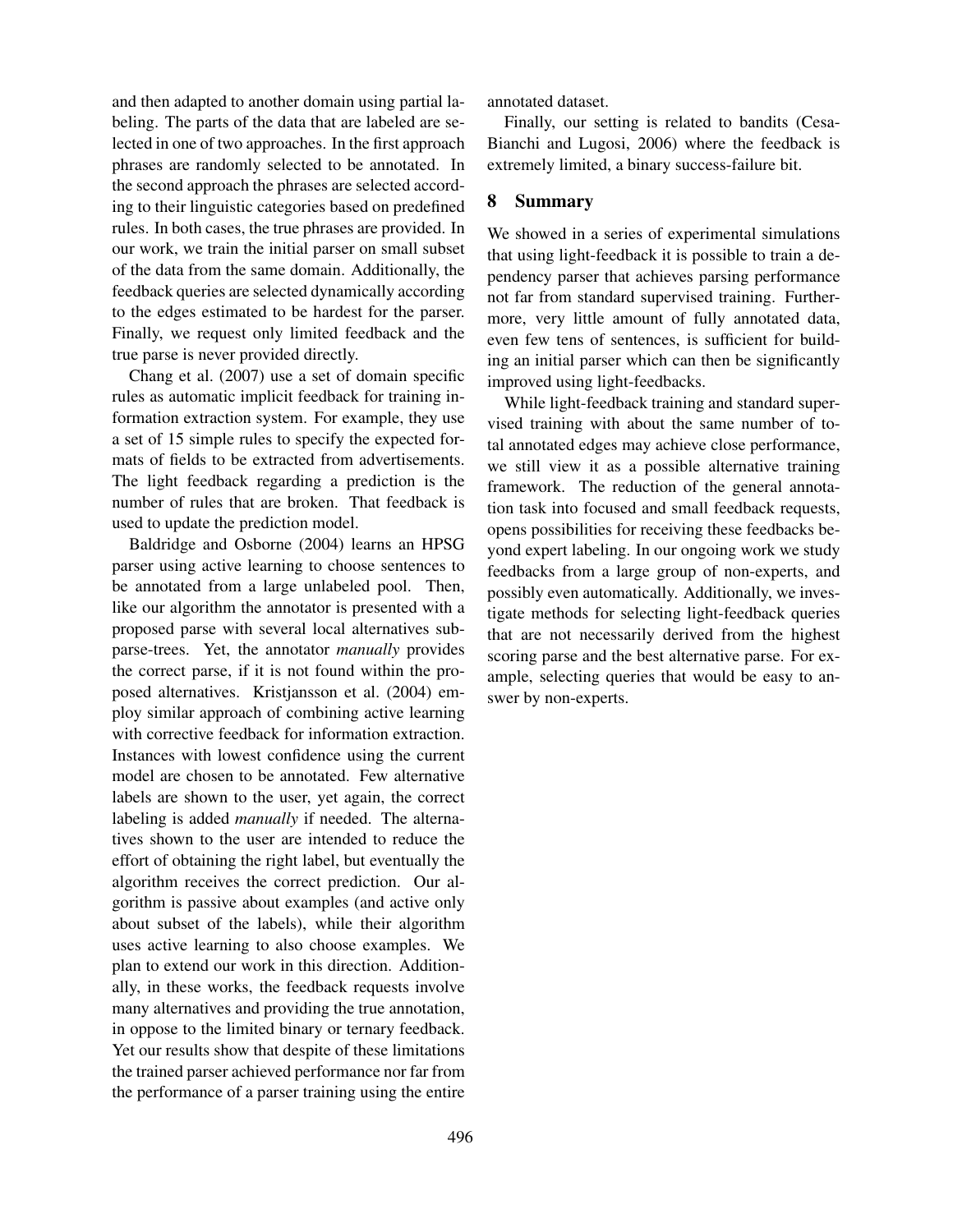and then adapted to another domain using partial labeling. The parts of the data that are labeled are selected in one of two approaches. In the first approach phrases are randomly selected to be annotated. In the second approach the phrases are selected according to their linguistic categories based on predefined rules. In both cases, the true phrases are provided. In our work, we train the initial parser on small subset of the data from the same domain. Additionally, the feedback queries are selected dynamically according to the edges estimated to be hardest for the parser. Finally, we request only limited feedback and the true parse is never provided directly.

Chang et al. (2007) use a set of domain specific rules as automatic implicit feedback for training information extraction system. For example, they use a set of 15 simple rules to specify the expected formats of fields to be extracted from advertisements. The light feedback regarding a prediction is the number of rules that are broken. That feedback is used to update the prediction model.

Baldridge and Osborne (2004) learns an HPSG parser using active learning to choose sentences to be annotated from a large unlabeled pool. Then, like our algorithm the annotator is presented with a proposed parse with several local alternatives sub-parse-trees. Yet, the annotator *manually* provides the correct parse, if it is not found within the proposed alternatives. Kristjansson et al. (2004) employ similar approach of combining active learning with corrective feedback for information extraction. Instances with lowest confidence using the current model are chosen to be annotated. Few alternative labels are shown to the user, yet again, the correct labeling is added *manually* if needed. The alternatives shown to the user are intended to reduce the effort of obtaining the right label, but eventually the algorithm receives the correct prediction. Our algorithm is passive about examples (and active only about subset of the labels), while their algorithm uses active learning to also choose examples. We plan to extend our work in this direction. Additionally, in these works, the feedback requests involve many alternatives and providing the true annotation, in oppose to the limited binary or ternary feedback. Yet our results show that despite of these limitations the trained parser achieved performance nor far from the performance of a parser training using the entire annotated dataset.

Finally, our setting is related to bandits (Cesa-Bianchi and Lugosi, 2006) where the feedback is extremely limited, a binary success-failure bit.

## 8 Summary

We showed in a series of experimental simulations that using light-feedback it is possible to train a dependency parser that achieves parsing performance not far from standard supervised training. Furthermore, very little amount of fully annotated data, even few tens of sentences, is sufficient for building an initial parser which can then be significantly improved using light-feedbacks.

While light-feedback training and standard supervised training with about the same number of total annotated edges may achieve close performance, we still view it as a possible alternative training framework. The reduction of the general annotation task into focused and small feedback requests, opens possibilities for receiving these feedbacks beyond expert labeling. In our ongoing work we study feedbacks from a large group of non-experts, and possibly even automatically. Additionally, we investigate methods for selecting light-feedback queries that are not necessarily derived from the highest scoring parse and the best alternative parse. For example, selecting queries that would be easy to answer by non-experts.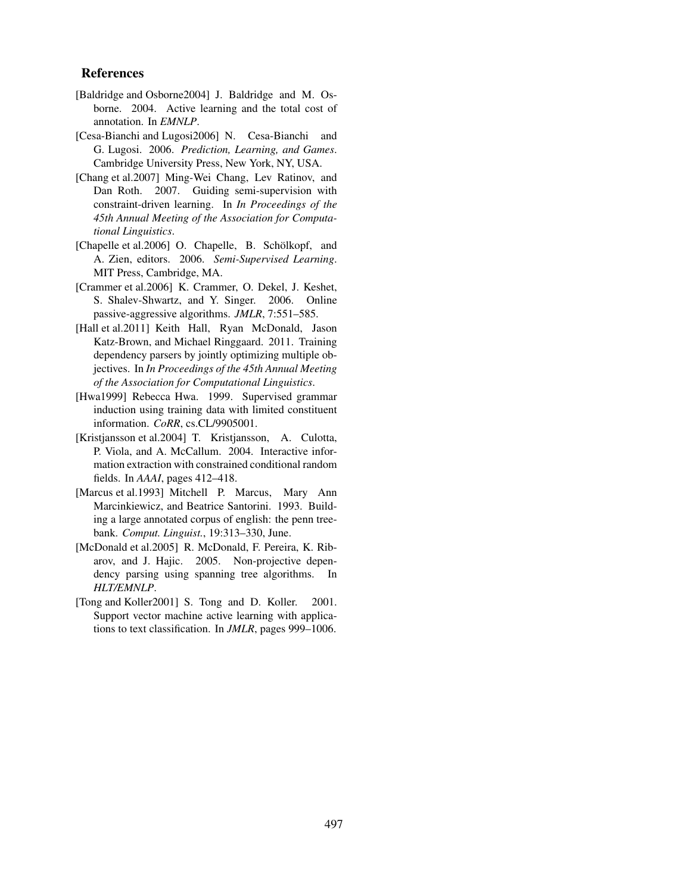## References

[Baldridge and Osborne2004] J. Baldridge and M. Osborne. 2004. Active learning and the total cost of annotation. In *EMNLP*.

[Cesa-Bianchi and Lugosi2006] N. Cesa-Bianchi and G. Lugosi. 2006. *Prediction, Learning, and Games*. Cambridge University Press, New York, NY, USA.

[Chang et al.2007] Ming-Wei Chang, Lev Ratinov, and Dan Roth. 2007. Guiding semi-supervision with constraint-driven learning. In *In Proceedings of the 45th Annual Meeting of the Association for Computational Linguistics*.

[Chapelle et al.2006] O. Chapelle, B. Schölkopf, and A. Zien, editors. 2006. *Semi-Supervised Learning*. MIT Press, Cambridge, MA.

[Crammer et al.2006] K. Crammer, O. Dekel, J. Keshet, S. Shalev-Shwartz, and Y. Singer. 2006. Online passive-aggressive algorithms. *JMLR*, 7:551–585.

[Hall et al.2011] Keith Hall, Ryan McDonald, Jason Katz-Brown, and Michael Ringgaard. 2011. Training dependency parsers by jointly optimizing multiple objectives. In *In Proceedings of the 45th Annual Meeting of the Association for Computational Linguistics*.

[Hwa1999] Rebecca Hwa. 1999. Supervised grammar induction using training data with limited constituent information. *CoRR*, cs.CL/9905001.

[Kristjansson et al.2004] T. Kristjansson, A. Culotta, P. Viola, and A. McCallum. 2004. Interactive information extraction with constrained conditional random fields. In *AAAI*, pages 412–418.

[Marcus et al.1993] Mitchell P. Marcus, Mary Ann Marcinkiewicz, and Beatrice Santorini. 1993. Building a large annotated corpus of english: the penn treebank. *Comput. Linguist.*, 19:313–330, June.

[McDonald et al.2005] R. McDonald, F. Pereira, K. Ribarov, and J. Hajic. 2005. Non-projective dependency parsing using spanning tree algorithms. In *HLT/EMNLP*.

[Tong and Koller2001] S. Tong and D. Koller. 2001. Support vector machine active learning with applications to text classification. In *JMLR*, pages 999–1006.